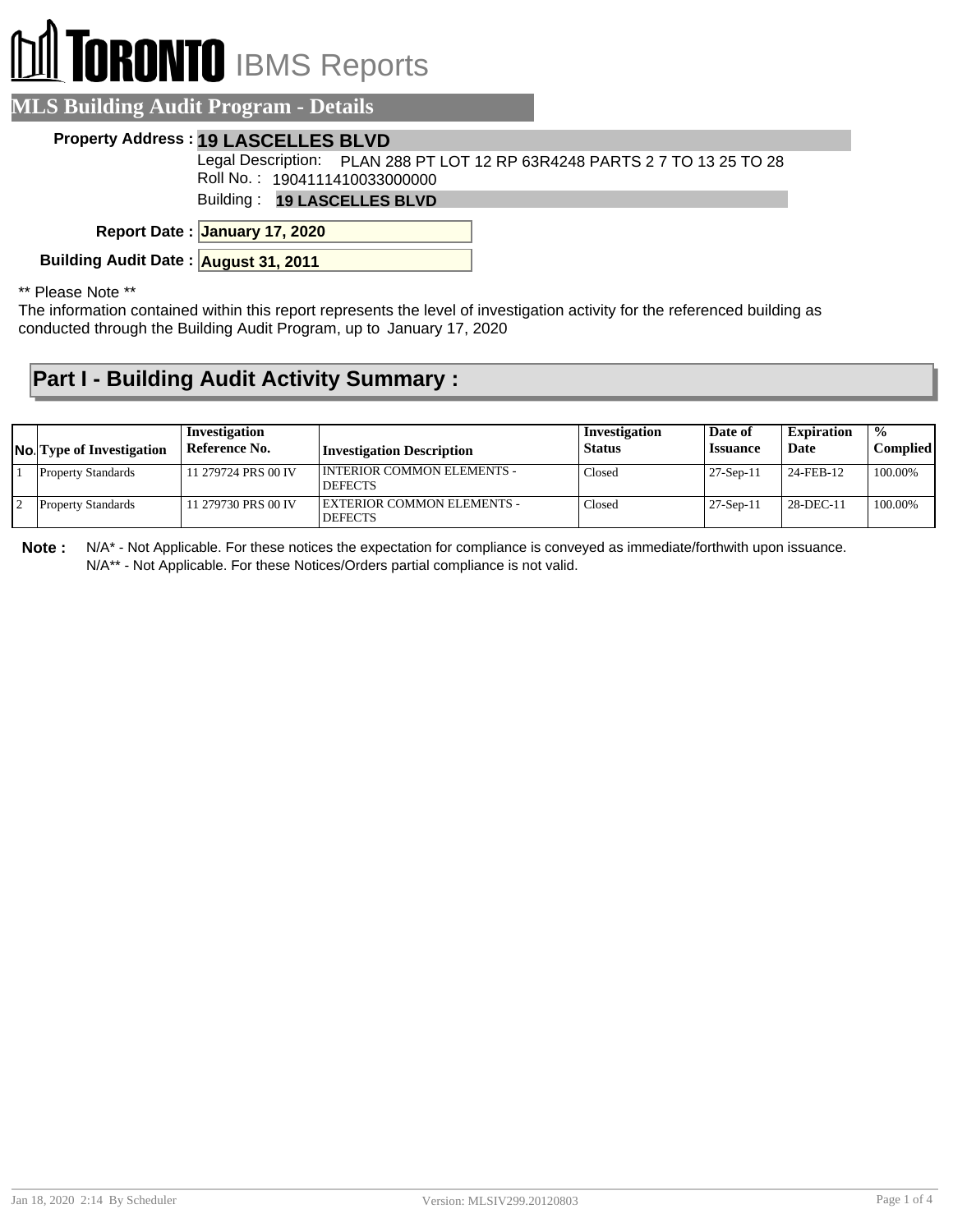# TORONTO IBMS Reports

## MLS Building Audit Program - Details

**Property Address :** **19 LASCELLES BLVD**

Legal Description: PLAN 288 PT LOT 12 RP 63R4248 PARTS 2 7 TO 13 25 TO 28

Roll No. : 1904111410033000000

Building : **19 LASCELLES BLVD**

**Report Date :** **January 17, 2020**

**Building Audit Date :** **August 31, 2011**

** Please Note **

The information contained within this report represents the level of investigation activity for the referenced building as conducted through the Building Audit Program, up to January 17, 2020

## Part I - Building Audit Activity Summary :

| No. | Type of Investigation | Investigation Reference No. | Investigation Description | Investigation Status | Date of Issuance | Expiration Date | % Complied |
|---|---|---|---|---|---|---|---|
| 1 | Property Standards | 11 279724 PRS 00 IV | INTERIOR COMMON ELEMENTS - DEFECTS | Closed | 27-Sep-11 | 24-FEB-12 | 100.00% |
| 2 | Property Standards | 11 279730 PRS 00 IV | EXTERIOR COMMON ELEMENTS - DEFECTS | Closed | 27-Sep-11 | 28-DEC-11 | 100.00% |

**Note :** N/A* - Not Applicable. For these notices the expectation for compliance is conveyed as immediate/forthwith upon issuance.
N/A** - Not Applicable. For these Notices/Orders partial compliance is not valid.

Jan 18, 2020 2:14 By Scheduler — Version: MLSIV299.20120803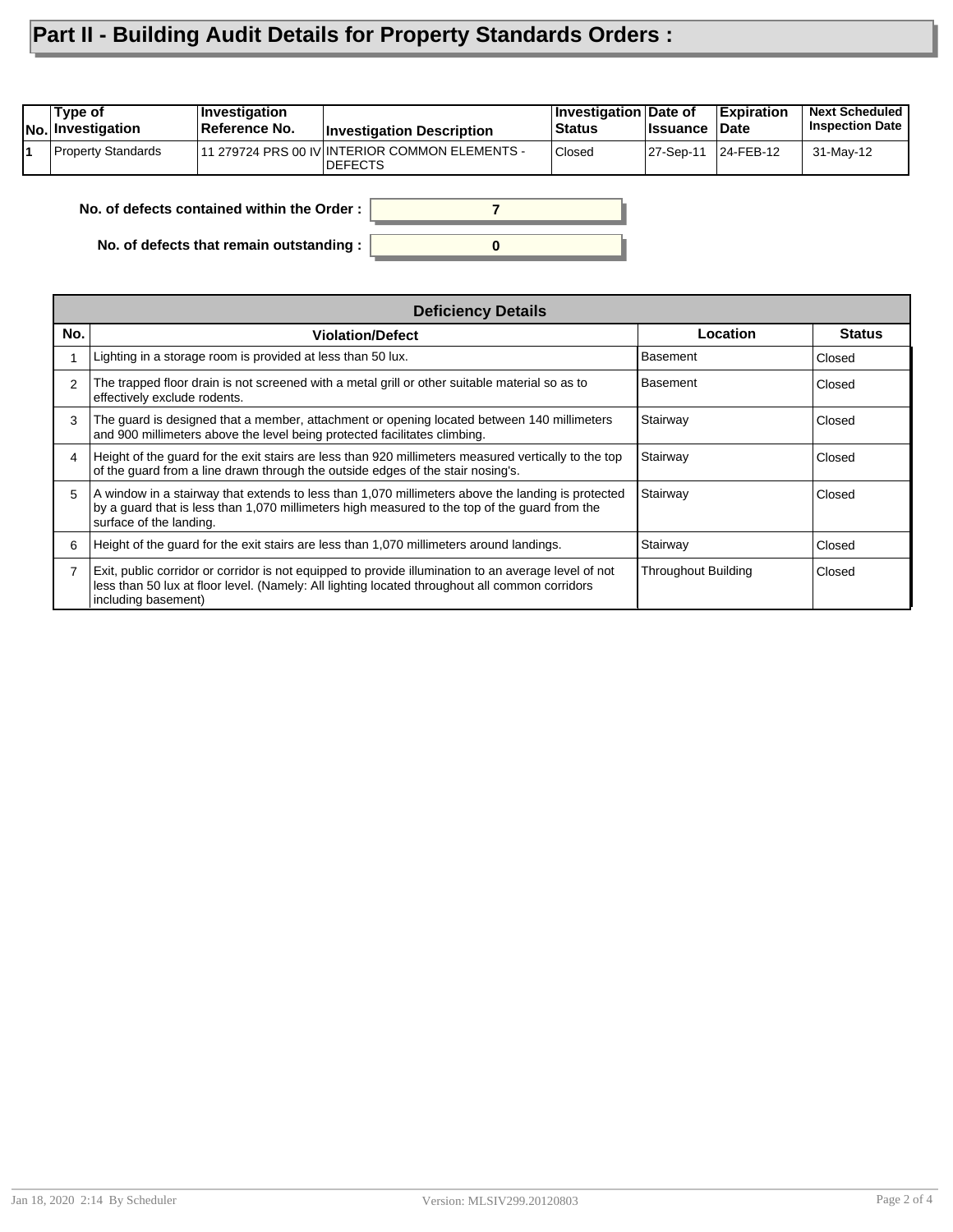# Part II - Building Audit Details for Property Standards Orders :

| No. | Type of Investigation | Investigation Reference No. | Investigation Description | Investigation Status | Date of Issuance | Expiration Date | Next Scheduled Inspection Date |
|---|---|---|---|---|---|---|---|
| 1 | Property Standards | 11 279724 PRS 00 IV | INTERIOR COMMON ELEMENTS - DEFECTS | Closed | 27-Sep-11 | 24-FEB-12 | 31-May-12 |

**No. of defects contained within the Order :** 7

**No. of defects that remain outstanding :** 0

| Deficiency Details | | | |
|---|---|---|---|
| **No.** | **Violation/Defect** | **Location** | **Status** |
| 1 | Lighting in a storage room is provided at less than 50 lux. | Basement | Closed |
| 2 | The trapped floor drain is not screened with a metal grill or other suitable material so as to effectively exclude rodents. | Basement | Closed |
| 3 | The guard is designed that a member, attachment or opening located between 140 millimeters and 900 millimeters above the level being protected facilitates climbing. | Stairway | Closed |
| 4 | Height of the guard for the exit stairs are less than 920 millimeters measured vertically to the top of the guard from a line drawn through the outside edges of the stair nosing's. | Stairway | Closed |
| 5 | A window in a stairway that extends to less than 1,070 millimeters above the landing is protected by a guard that is less than 1,070 millimeters high measured to the top of the guard from the surface of the landing. | Stairway | Closed |
| 6 | Height of the guard for the exit stairs are less than 1,070 millimeters around landings. | Stairway | Closed |
| 7 | Exit, public corridor or corridor is not equipped to provide illumination to an average level of not less than 50 lux at floor level. (Namely: All lighting located throughout all common corridors including basement) | Throughout Building | Closed |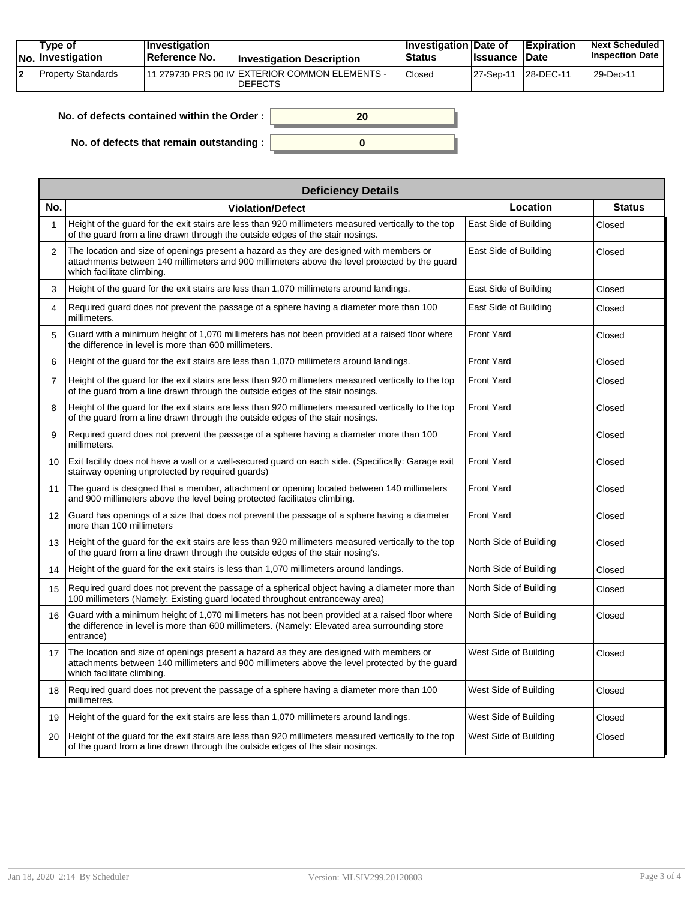| No. | Type of Investigation | Investigation Reference No. | Investigation Description | Investigation Status | Date of Issuance | Expiration Date | Next Scheduled Inspection Date |
|---|---|---|---|---|---|---|---|
| 2 | Property Standards | 11 279730 PRS 00 IV | EXTERIOR COMMON ELEMENTS - DEFECTS | Closed | 27-Sep-11 | 28-DEC-11 | 29-Dec-11 |

**No. of defects contained within the Order :** 20

**No. of defects that remain outstanding :** 0

| Deficiency Details | | | |
|---|---|---|---|
| **No.** | **Violation/Defect** | **Location** | **Status** |
| 1 | Height of the guard for the exit stairs are less than 920 millimeters measured vertically to the top of the guard from a line drawn through the outside edges of the stair nosings. | East Side of Building | Closed |
| 2 | The location and size of openings present a hazard as they are designed with members or attachments between 140 millimeters and 900 millimeters above the level protected by the guard which facilitate climbing. | East Side of Building | Closed |
| 3 | Height of the guard for the exit stairs are less than 1,070 millimeters around landings. | East Side of Building | Closed |
| 4 | Required guard does not prevent the passage of a sphere having a diameter more than 100 millimeters. | East Side of Building | Closed |
| 5 | Guard with a minimum height of 1,070 millimeters has not been provided at a raised floor where the difference in level is more than 600 millimeters. | Front Yard | Closed |
| 6 | Height of the guard for the exit stairs are less than 1,070 millimeters around landings. | Front Yard | Closed |
| 7 | Height of the guard for the exit stairs are less than 920 millimeters measured vertically to the top of the guard from a line drawn through the outside edges of the stair nosings. | Front Yard | Closed |
| 8 | Height of the guard for the exit stairs are less than 920 millimeters measured vertically to the top of the guard from a line drawn through the outside edges of the stair nosings. | Front Yard | Closed |
| 9 | Required guard does not prevent the passage of a sphere having a diameter more than 100 millimeters. | Front Yard | Closed |
| 10 | Exit facility does not have a wall or a well-secured guard on each side. (Specifically: Garage exit stairway opening unprotected by required guards) | Front Yard | Closed |
| 11 | The guard is designed that a member, attachment or opening located between 140 millimeters and 900 millimeters above the level being protected facilitates climbing. | Front Yard | Closed |
| 12 | Guard has openings of a size that does not prevent the passage of a sphere having a diameter more than 100 millimeters | Front Yard | Closed |
| 13 | Height of the guard for the exit stairs are less than 920 millimeters measured vertically to the top of the guard from a line drawn through the outside edges of the stair nosing's. | North Side of Building | Closed |
| 14 | Height of the guard for the exit stairs is less than 1,070 millimeters around landings. | North Side of Building | Closed |
| 15 | Required guard does not prevent the passage of a spherical object having a diameter more than 100 millimeters (Namely: Existing guard located throughout entranceway area) | North Side of Building | Closed |
| 16 | Guard with a minimum height of 1,070 millimeters has not been provided at a raised floor where the difference in level is more than 600 millimeters. (Namely: Elevated area surrounding store entrance) | North Side of Building | Closed |
| 17 | The location and size of openings present a hazard as they are designed with members or attachments between 140 millimeters and 900 millimeters above the level protected by the guard which facilitate climbing. | West Side of Building | Closed |
| 18 | Required guard does not prevent the passage of a sphere having a diameter more than 100 millimetres. | West Side of Building | Closed |
| 19 | Height of the guard for the exit stairs are less than 1,070 millimeters around landings. | West Side of Building | Closed |
| 20 | Height of the guard for the exit stairs are less than 920 millimeters measured vertically to the top of the guard from a line drawn through the outside edges of the stair nosings. | West Side of Building | Closed |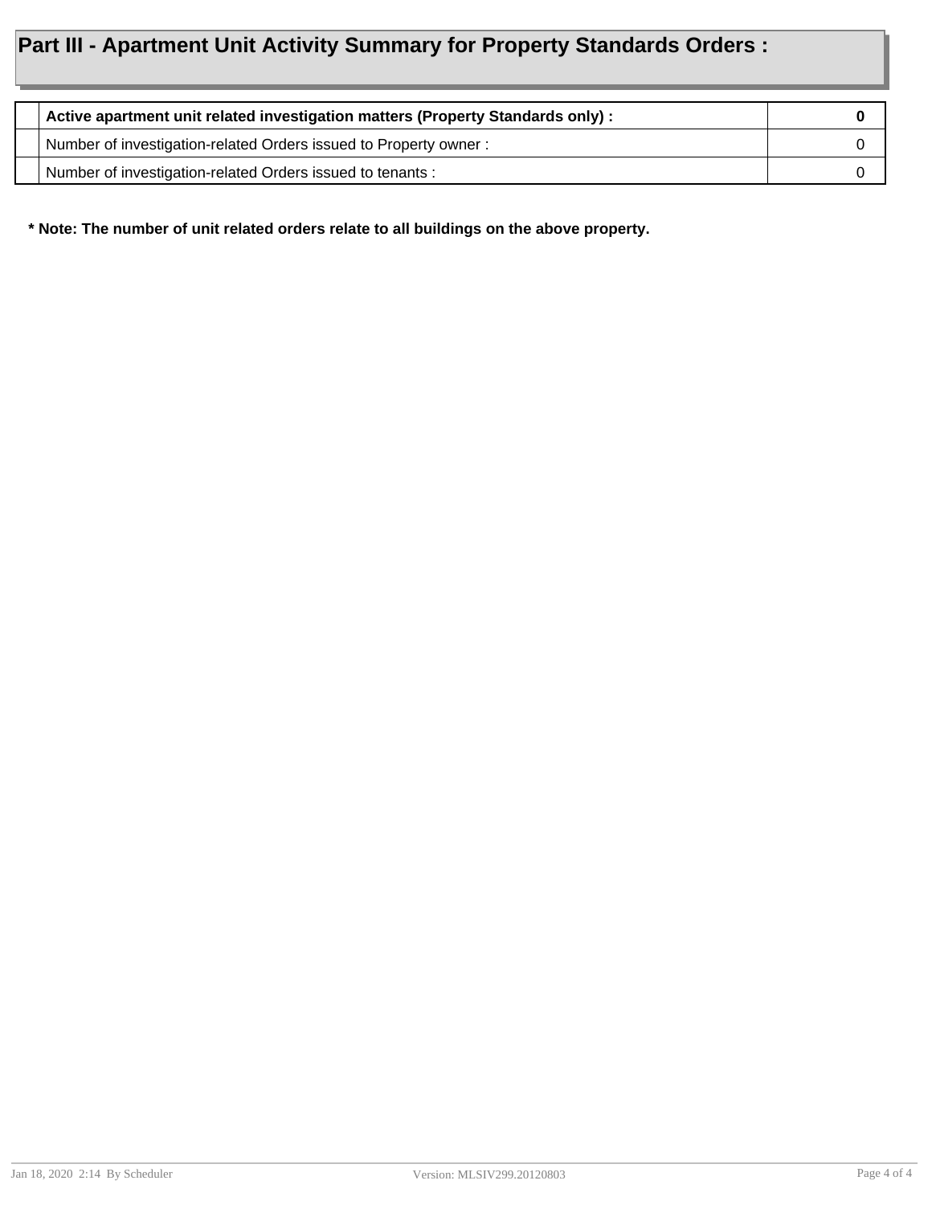## Part III - Apartment Unit Activity Summary for Property Standards Orders :

| | | |
|---|---|---|
| | **Active apartment unit related investigation matters (Property Standards only) :** | **0** |
| | Number of investigation-related Orders issued to Property owner : | 0 |
| | Number of investigation-related Orders issued to tenants : | 0 |

**\* Note: The number of unit related orders relate to all buildings on the above property.**

Jan 18, 2020 2:14 By Scheduler

Version: MLSIV299.20120803